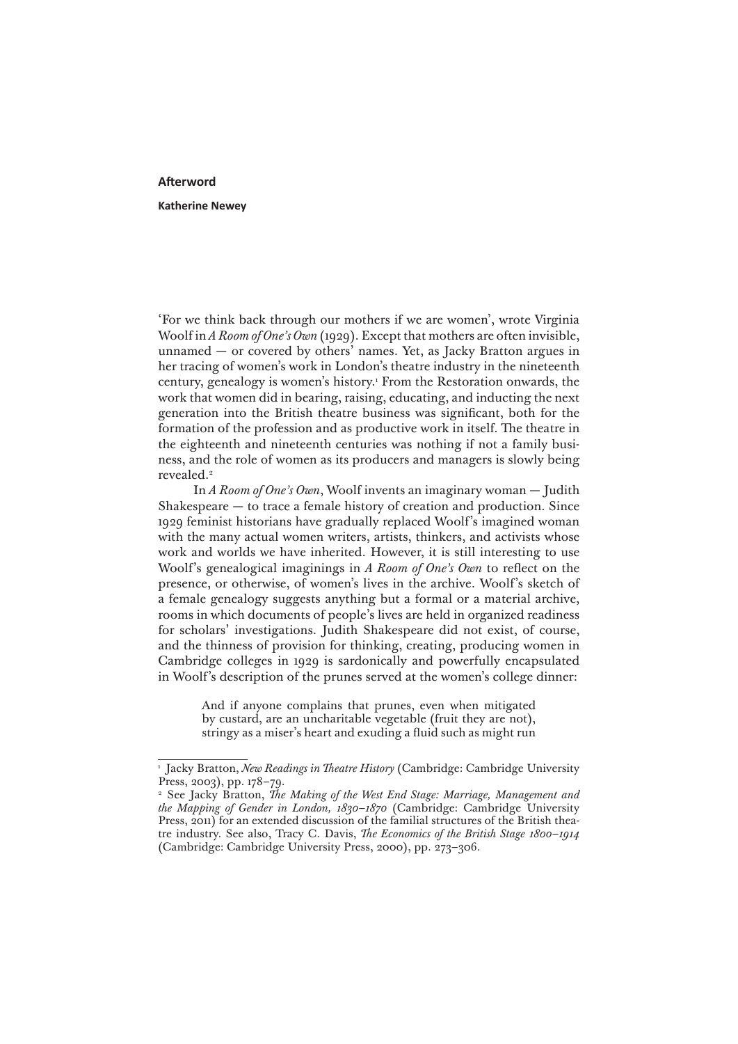# Afterword

**Katherine Newey**

'For we think back through our mothers if we are women', wrote Virginia Woolf in *A Room of One's Own* (1929). Except that mothers are often invisible, unnamed — or covered by others' names. Yet, as Jacky Bratton argues in her tracing of women's work in London's theatre industry in the nineteenth century, genealogy is women's history.[1] From the Restoration onwards, the work that women did in bearing, raising, educating, and inducting the next generation into the British theatre business was significant, both for the formation of the profession and as productive work in itself. The theatre in the eighteenth and nineteenth centuries was nothing if not a family business, and the role of women as its producers and managers is slowly being revealed.[2]

In *A Room of One's Own*, Woolf invents an imaginary woman — Judith Shakespeare — to trace a female history of creation and production. Since 1929 feminist historians have gradually replaced Woolf's imagined woman with the many actual women writers, artists, thinkers, and activists whose work and worlds we have inherited. However, it is still interesting to use Woolf's genealogical imaginings in *A Room of One's Own* to reflect on the presence, or otherwise, of women's lives in the archive. Woolf's sketch of a female genealogy suggests anything but a formal or a material archive, rooms in which documents of people's lives are held in organized readiness for scholars' investigations. Judith Shakespeare did not exist, of course, and the thinness of provision for thinking, creating, producing women in Cambridge colleges in 1929 is sardonically and powerfully encapsulated in Woolf's description of the prunes served at the women's college dinner:

> And if anyone complains that prunes, even when mitigated by custard, are an uncharitable vegetable (fruit they are not), stringy as a miser's heart and exuding a fluid such as might run

---

[1] Jacky Bratton, *New Readings in Theatre History* (Cambridge: Cambridge University Press, 2003), pp. 178–79.

[2] See Jacky Bratton, *The Making of the West End Stage: Marriage, Management and the Mapping of Gender in London, 1830–1870* (Cambridge: Cambridge University Press, 2011) for an extended discussion of the familial structures of the British theatre industry. See also, Tracy C. Davis, *The Economics of the British Stage 1800–1914* (Cambridge: Cambridge University Press, 2000), pp. 273–306.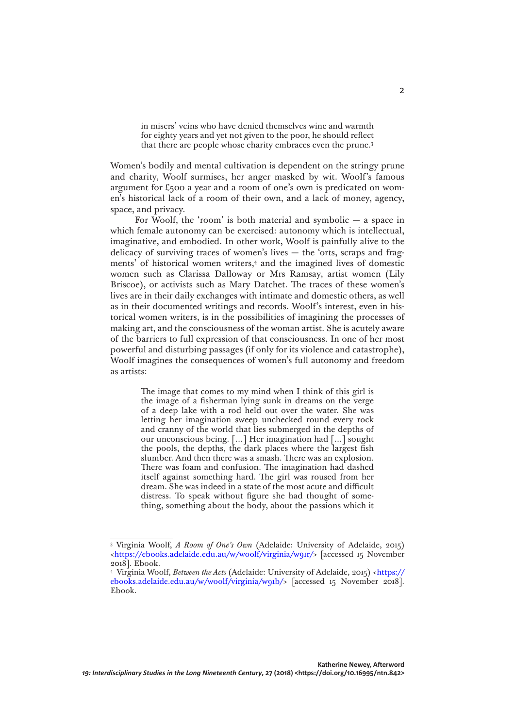> in misers' veins who have denied themselves wine and warmth for eighty years and yet not given to the poor, he should reflect that there are people whose charity embraces even the prune.[3]

Women's bodily and mental cultivation is dependent on the stringy prune and charity, Woolf surmises, her anger masked by wit. Woolf's famous argument for £500 a year and a room of one's own is predicated on women's historical lack of a room of their own, and a lack of money, agency, space, and privacy.

For Woolf, the 'room' is both material and symbolic — a space in which female autonomy can be exercised: autonomy which is intellectual, imaginative, and embodied. In other work, Woolf is painfully alive to the delicacy of surviving traces of women's lives — the 'orts, scraps and fragments' of historical women writers,[4] and the imagined lives of domestic women such as Clarissa Dalloway or Mrs Ramsay, artist women (Lily Briscoe), or activists such as Mary Datchet. The traces of these women's lives are in their daily exchanges with intimate and domestic others, as well as in their documented writings and records. Woolf's interest, even in historical women writers, is in the possibilities of imagining the processes of making art, and the consciousness of the woman artist. She is acutely aware of the barriers to full expression of that consciousness. In one of her most powerful and disturbing passages (if only for its violence and catastrophe), Woolf imagines the consequences of women's full autonomy and freedom as artists:

> The image that comes to my mind when I think of this girl is the image of a fisherman lying sunk in dreams on the verge of a deep lake with a rod held out over the water. She was letting her imagination sweep unchecked round every rock and cranny of the world that lies submerged in the depths of our unconscious being. [...] Her imagination had [...] sought the pools, the depths, the dark places where the largest fish slumber. And then there was a smash. There was an explosion. There was foam and confusion. The imagination had dashed itself against something hard. The girl was roused from her dream. She was indeed in a state of the most acute and difficult distress. To speak without figure she had thought of something, something about the body, about the passions which it

---

[3] Virginia Woolf, *A Room of One's Own* (Adelaide: University of Adelaide, 2015) <https://ebooks.adelaide.edu.au/w/woolf/virginia/w91r/> [accessed 15 November 2018]. Ebook.

[4] Virginia Woolf, *Between the Acts* (Adelaide: University of Adelaide, 2015) <https://ebooks.adelaide.edu.au/w/woolf/virginia/w91b/> [accessed 15 November 2018]. Ebook.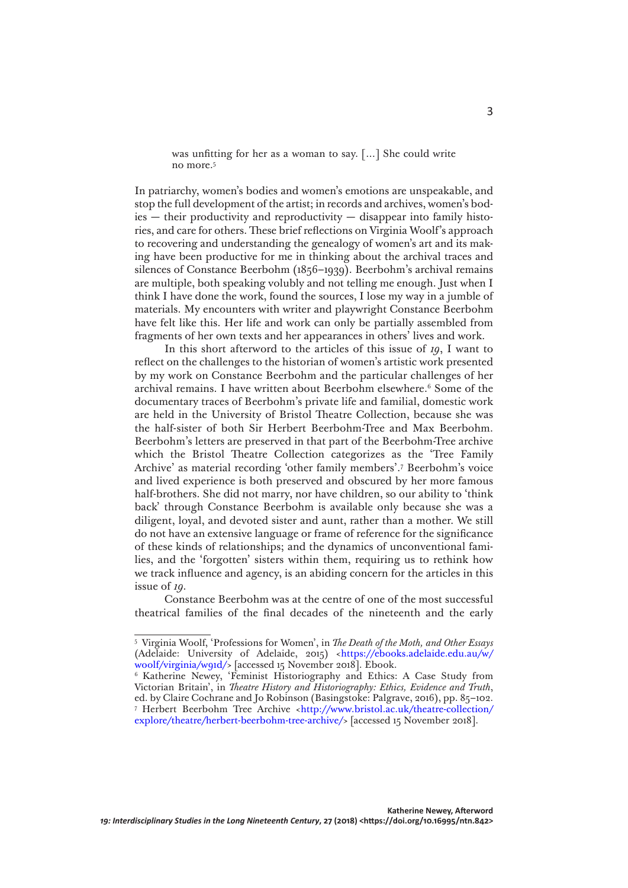> was unfitting for her as a woman to say. […] She could write no more.[5]

In patriarchy, women's bodies and women's emotions are unspeakable, and stop the full development of the artist; in records and archives, women's bodies — their productivity and reproductivity — disappear into family histories, and care for others. These brief reflections on Virginia Woolf's approach to recovering and understanding the genealogy of women's art and its making have been productive for me in thinking about the archival traces and silences of Constance Beerbohm (1856–1939). Beerbohm's archival remains are multiple, both speaking volubly and not telling me enough. Just when I think I have done the work, found the sources, I lose my way in a jumble of materials. My encounters with writer and playwright Constance Beerbohm have felt like this. Her life and work can only be partially assembled from fragments of her own texts and her appearances in others' lives and work.

In this short afterword to the articles of this issue of *19*, I want to reflect on the challenges to the historian of women's artistic work presented by my work on Constance Beerbohm and the particular challenges of her archival remains. I have written about Beerbohm elsewhere.[6] Some of the documentary traces of Beerbohm's private life and familial, domestic work are held in the University of Bristol Theatre Collection, because she was the half-sister of both Sir Herbert Beerbohm-Tree and Max Beerbohm. Beerbohm's letters are preserved in that part of the Beerbohm-Tree archive which the Bristol Theatre Collection categorizes as the 'Tree Family Archive' as material recording 'other family members'.[7] Beerbohm's voice and lived experience is both preserved and obscured by her more famous half-brothers. She did not marry, nor have children, so our ability to 'think back' through Constance Beerbohm is available only because she was a diligent, loyal, and devoted sister and aunt, rather than a mother. We still do not have an extensive language or frame of reference for the significance of these kinds of relationships; and the dynamics of unconventional families, and the 'forgotten' sisters within them, requiring us to rethink how we track influence and agency, is an abiding concern for the articles in this issue of *19*.

Constance Beerbohm was at the centre of one of the most successful theatrical families of the final decades of the nineteenth and the early

---

[5] Virginia Woolf, 'Professions for Women', in *The Death of the Moth, and Other Essays* (Adelaide: University of Adelaide, 2015) <https://ebooks.adelaide.edu.au/w/woolf/virginia/w91d/> [accessed 15 November 2018]. Ebook.

[6] Katherine Newey, 'Feminist Historiography and Ethics: A Case Study from Victorian Britain', in *Theatre History and Historiography: Ethics, Evidence and Truth*, ed. by Claire Cochrane and Jo Robinson (Basingstoke: Palgrave, 2016), pp. 85–102.

[7] Herbert Beerbohm Tree Archive <http://www.bristol.ac.uk/theatre-collection/explore/theatre/herbert-beerbohm-tree-archive/> [accessed 15 November 2018].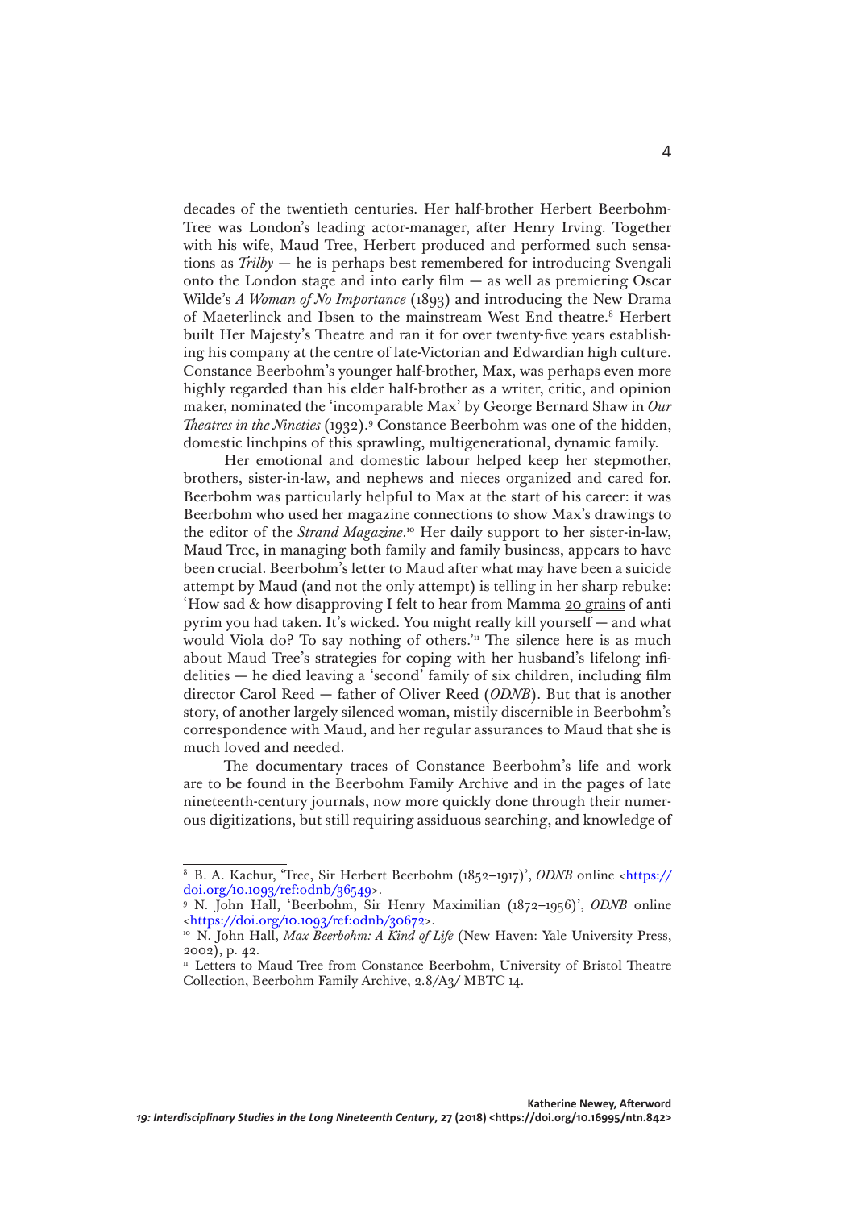decades of the twentieth centuries. Her half-brother Herbert Beerbohm-Tree was London's leading actor-manager, after Henry Irving. Together with his wife, Maud Tree, Herbert produced and performed such sensations as *Trilby* — he is perhaps best remembered for introducing Svengali onto the London stage and into early film — as well as premiering Oscar Wilde's *A Woman of No Importance* (1893) and introducing the New Drama of Maeterlinck and Ibsen to the mainstream West End theatre.[8] Herbert built Her Majesty's Theatre and ran it for over twenty-five years establishing his company at the centre of late-Victorian and Edwardian high culture. Constance Beerbohm's younger half-brother, Max, was perhaps even more highly regarded than his elder half-brother as a writer, critic, and opinion maker, nominated the 'incomparable Max' by George Bernard Shaw in *Our Theatres in the Nineties* (1932).[9] Constance Beerbohm was one of the hidden, domestic linchpins of this sprawling, multigenerational, dynamic family.

Her emotional and domestic labour helped keep her stepmother, brothers, sister-in-law, and nephews and nieces organized and cared for. Beerbohm was particularly helpful to Max at the start of his career: it was Beerbohm who used her magazine connections to show Max's drawings to the editor of the *Strand Magazine*.[10] Her daily support to her sister-in-law, Maud Tree, in managing both family and family business, appears to have been crucial. Beerbohm's letter to Maud after what may have been a suicide attempt by Maud (and not the only attempt) is telling in her sharp rebuke: 'How sad & how disapproving I felt to hear from Mamma <u>20 grains</u> of anti pyrim you had taken. It's wicked. You might really kill yourself — and what <u>would</u> Viola do? To say nothing of others.'[11] The silence here is as much about Maud Tree's strategies for coping with her husband's lifelong infidelities — he died leaving a 'second' family of six children, including film director Carol Reed — father of Oliver Reed (*ODNB*). But that is another story, of another largely silenced woman, mistily discernible in Beerbohm's correspondence with Maud, and her regular assurances to Maud that she is much loved and needed.

The documentary traces of Constance Beerbohm's life and work are to be found in the Beerbohm Family Archive and in the pages of late nineteenth-century journals, now more quickly done through their numerous digitizations, but still requiring assiduous searching, and knowledge of

---

[8] B. A. Kachur, 'Tree, Sir Herbert Beerbohm (1852–1917)', *ODNB* online <https://doi.org/10.1093/ref:odnb/36549>.

[9] N. John Hall, 'Beerbohm, Sir Henry Maximilian (1872–1956)', *ODNB* online <https://doi.org/10.1093/ref:odnb/30672>.

[10] N. John Hall, *Max Beerbohm: A Kind of Life* (New Haven: Yale University Press, 2002), p. 42.

[11] Letters to Maud Tree from Constance Beerbohm, University of Bristol Theatre Collection, Beerbohm Family Archive, 2.8/A3/ MBTC 14.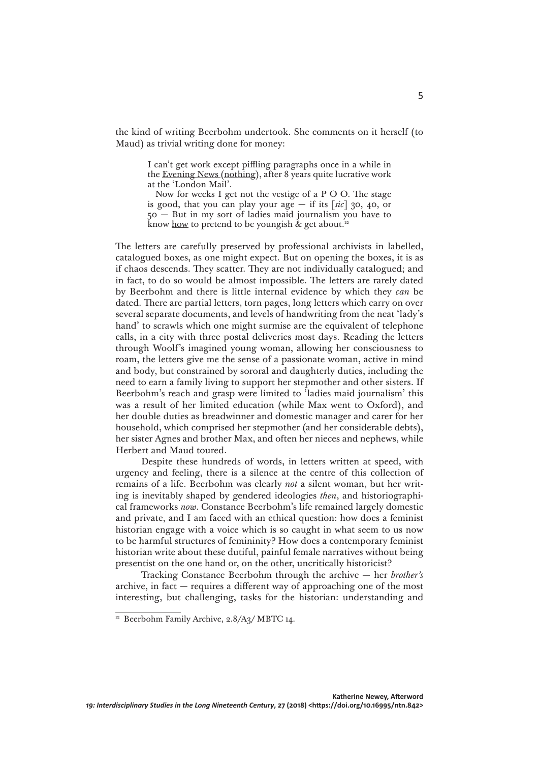the kind of writing Beerbohm undertook. She comments on it herself (to Maud) as trivial writing done for money:

> I can't get work except piffling paragraphs once in a while in the <u>Evening News</u> (<u>nothing</u>), after 8 years quite lucrative work at the 'London Mail'.
>
> Now for weeks I get not the vestige of a P O O. The stage is good, that you can play your age — if its [*sic*] 30, 40, or 50 — But in my sort of ladies maid journalism you <u>have</u> to know <u>how</u> to pretend to be youngish & get about.[12]

The letters are carefully preserved by professional archivists in labelled, catalogued boxes, as one might expect. But on opening the boxes, it is as if chaos descends. They scatter. They are not individually catalogued; and in fact, to do so would be almost impossible. The letters are rarely dated by Beerbohm and there is little internal evidence by which they *can* be dated. There are partial letters, torn pages, long letters which carry on over several separate documents, and levels of handwriting from the neat 'lady's hand' to scrawls which one might surmise are the equivalent of telephone calls, in a city with three postal deliveries most days. Reading the letters through Woolf's imagined young woman, allowing her consciousness to roam, the letters give me the sense of a passionate woman, active in mind and body, but constrained by sororal and daughterly duties, including the need to earn a family living to support her stepmother and other sisters. If Beerbohm's reach and grasp were limited to 'ladies maid journalism' this was a result of her limited education (while Max went to Oxford), and her double duties as breadwinner and domestic manager and carer for her household, which comprised her stepmother (and her considerable debts), her sister Agnes and brother Max, and often her nieces and nephews, while Herbert and Maud toured.

Despite these hundreds of words, in letters written at speed, with urgency and feeling, there is a silence at the centre of this collection of remains of a life. Beerbohm was clearly *not* a silent woman, but her writing is inevitably shaped by gendered ideologies *then*, and historiographical frameworks *now*. Constance Beerbohm's life remained largely domestic and private, and I am faced with an ethical question: how does a feminist historian engage with a voice which is so caught in what seem to us now to be harmful structures of femininity? How does a contemporary feminist historian write about these dutiful, painful female narratives without being presentist on the one hand or, on the other, uncritically historicist?

Tracking Constance Beerbohm through the archive — her *brother's* archive, in fact — requires a different way of approaching one of the most interesting, but challenging, tasks for the historian: understanding and

---

[12] Beerbohm Family Archive, 2.8/A3/ MBTC 14.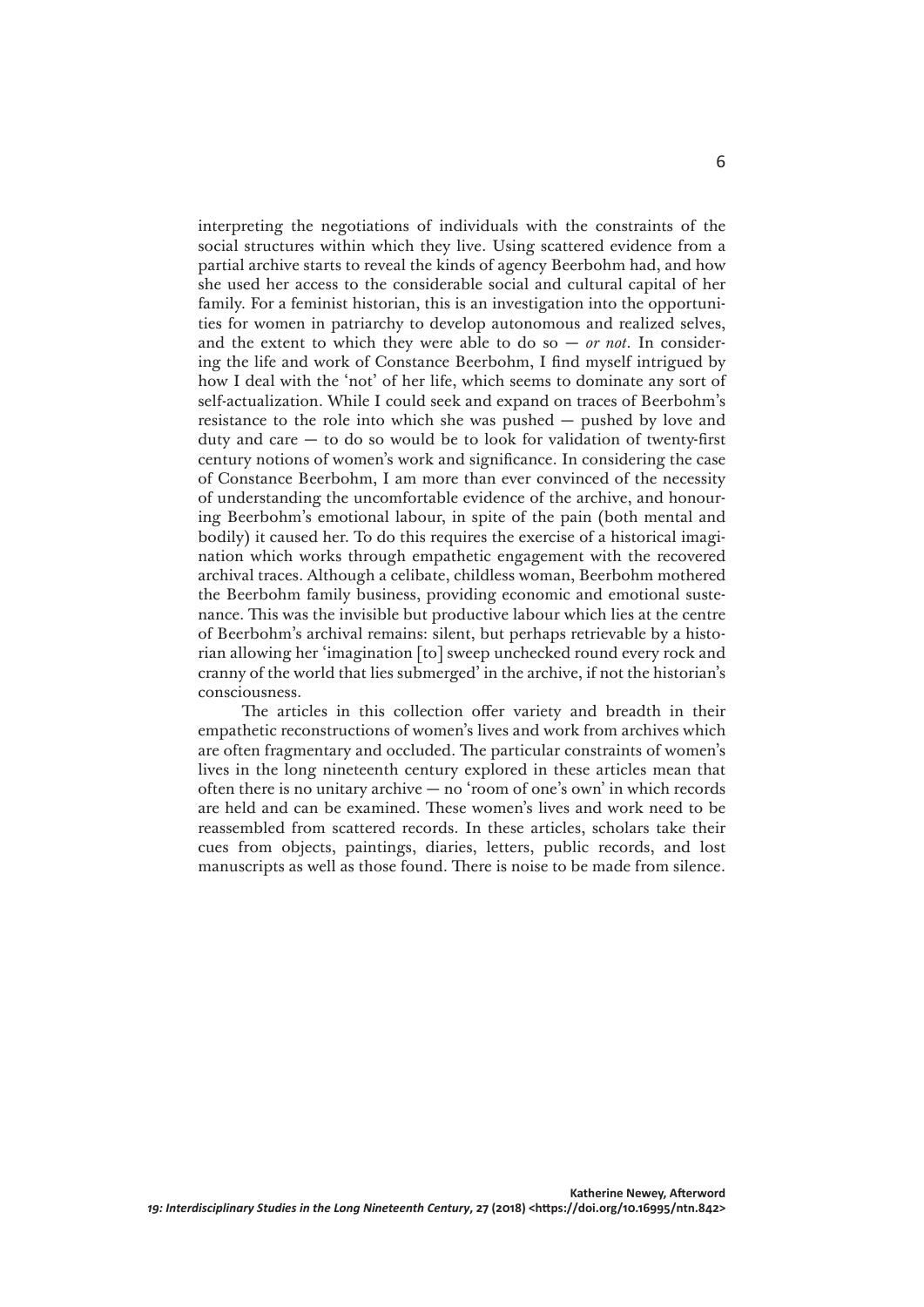interpreting the negotiations of individuals with the constraints of the social structures within which they live. Using scattered evidence from a partial archive starts to reveal the kinds of agency Beerbohm had, and how she used her access to the considerable social and cultural capital of her family. For a feminist historian, this is an investigation into the opportunities for women in patriarchy to develop autonomous and realized selves, and the extent to which they were able to do so — *or not*. In considering the life and work of Constance Beerbohm, I find myself intrigued by how I deal with the 'not' of her life, which seems to dominate any sort of self-actualization. While I could seek and expand on traces of Beerbohm's resistance to the role into which she was pushed — pushed by love and duty and care — to do so would be to look for validation of twenty-first century notions of women's work and significance. In considering the case of Constance Beerbohm, I am more than ever convinced of the necessity of understanding the uncomfortable evidence of the archive, and honouring Beerbohm's emotional labour, in spite of the pain (both mental and bodily) it caused her. To do this requires the exercise of a historical imagination which works through empathetic engagement with the recovered archival traces. Although a celibate, childless woman, Beerbohm mothered the Beerbohm family business, providing economic and emotional sustenance. This was the invisible but productive labour which lies at the centre of Beerbohm's archival remains: silent, but perhaps retrievable by a historian allowing her 'imagination [to] sweep unchecked round every rock and cranny of the world that lies submerged' in the archive, if not the historian's consciousness.

The articles in this collection offer variety and breadth in their empathetic reconstructions of women's lives and work from archives which are often fragmentary and occluded. The particular constraints of women's lives in the long nineteenth century explored in these articles mean that often there is no unitary archive — no 'room of one's own' in which records are held and can be examined. These women's lives and work need to be reassembled from scattered records. In these articles, scholars take their cues from objects, paintings, diaries, letters, public records, and lost manuscripts as well as those found. There is noise to be made from silence.